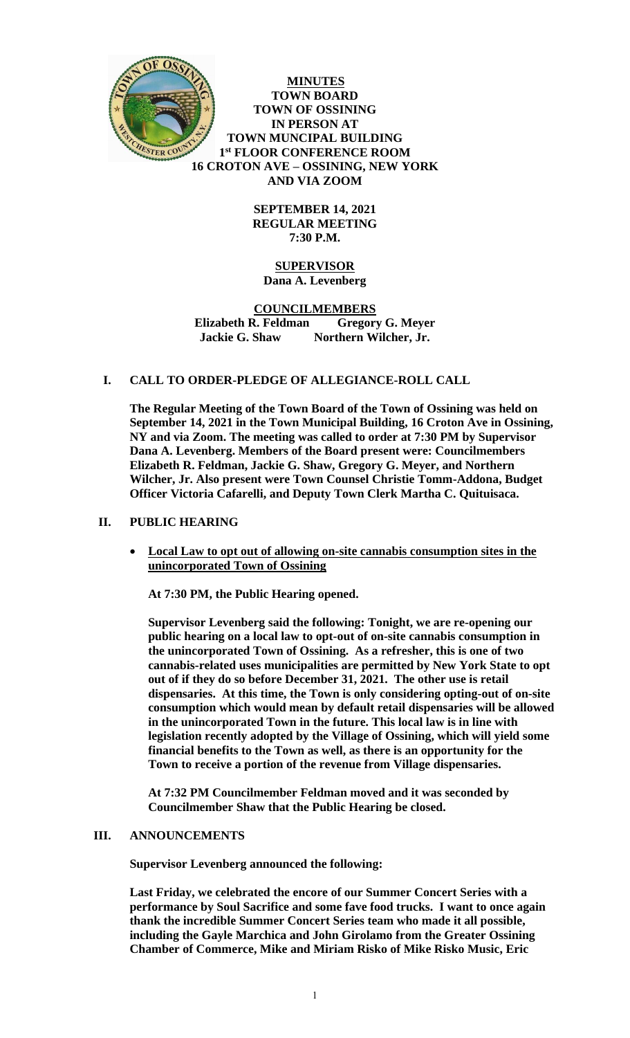**MINUTES**
**TOWN BOARD**
**TOWN OF OSSINING**
**IN PERSON AT**
**TOWN MUNCIPAL BUILDING**
**1st FLOOR CONFERENCE ROOM**
**16 CROTON AVE – OSSINING, NEW YORK**
**AND VIA ZOOM**

**SEPTEMBER 14, 2021**
**REGULAR MEETING**
**7:30 P.M.**

**SUPERVISOR**
**Dana A. Levenberg**

**COUNCILMEMBERS**
**Elizabeth R. Feldman Gregory G. Meyer**
**Jackie G. Shaw Northern Wilcher, Jr.**

## I. CALL TO ORDER-PLEDGE OF ALLEGIANCE-ROLL CALL

**The Regular Meeting of the Town Board of the Town of Ossining was held on September 14, 2021 in the Town Municipal Building, 16 Croton Ave in Ossining, NY and via Zoom. The meeting was called to order at 7:30 PM by Supervisor Dana A. Levenberg. Members of the Board present were: Councilmembers Elizabeth R. Feldman, Jackie G. Shaw, Gregory G. Meyer, and Northern Wilcher, Jr. Also present were Town Counsel Christie Tomm-Addona, Budget Officer Victoria Cafarelli, and Deputy Town Clerk Martha C. Quituisaca.**

## II. PUBLIC HEARING

- **Local Law to opt out of allowing on-site cannabis consumption sites in the unincorporated Town of Ossining**

**At 7:30 PM, the Public Hearing opened.**

**Supervisor Levenberg said the following: Tonight, we are re-opening our public hearing on a local law to opt-out of on-site cannabis consumption in the unincorporated Town of Ossining. As a refresher, this is one of two cannabis-related uses municipalities are permitted by New York State to opt out of if they do so before December 31, 2021. The other use is retail dispensaries. At this time, the Town is only considering opting-out of on-site consumption which would mean by default retail dispensaries will be allowed in the unincorporated Town in the future. This local law is in line with legislation recently adopted by the Village of Ossining, which will yield some financial benefits to the Town as well, as there is an opportunity for the Town to receive a portion of the revenue from Village dispensaries.**

**At 7:32 PM Councilmember Feldman moved and it was seconded by Councilmember Shaw that the Public Hearing be closed.**

## III. ANNOUNCEMENTS

**Supervisor Levenberg announced the following:**

**Last Friday, we celebrated the encore of our Summer Concert Series with a performance by Soul Sacrifice and some fave food trucks. I want to once again thank the incredible Summer Concert Series team who made it all possible, including the Gayle Marchica and John Girolamo from the Greater Ossining Chamber of Commerce, Mike and Miriam Risko of Mike Risko Music, Eric**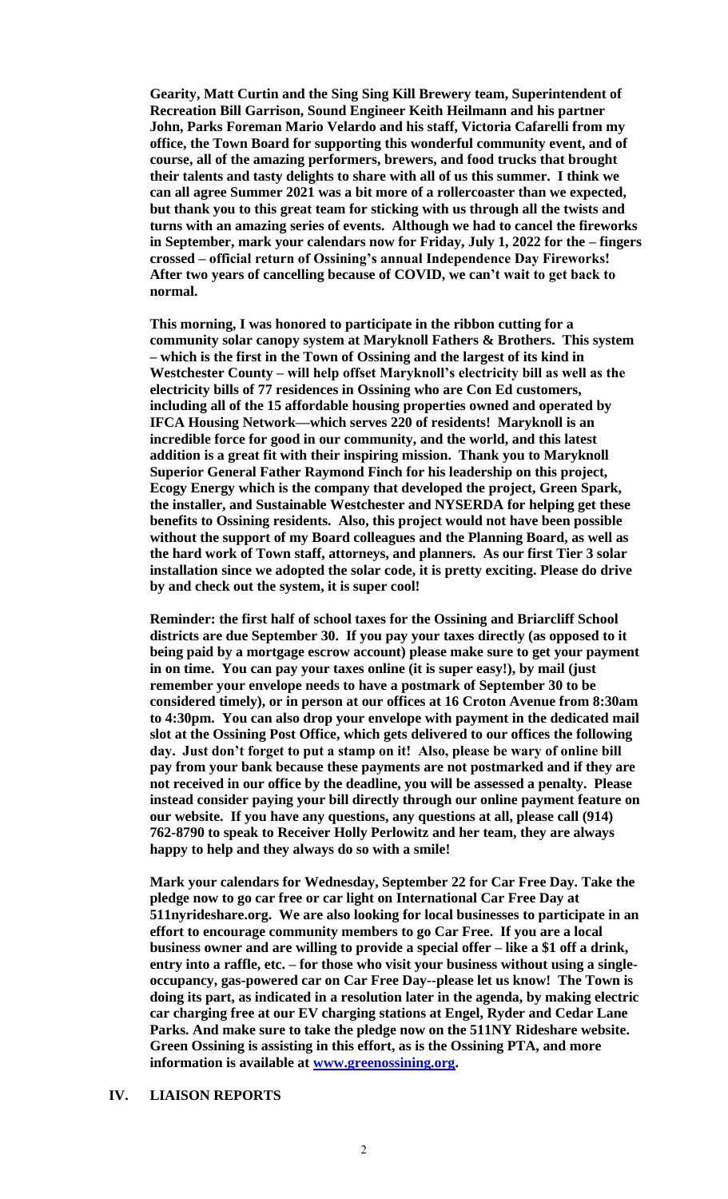**Gearity, Matt Curtin and the Sing Sing Kill Brewery team, Superintendent of Recreation Bill Garrison, Sound Engineer Keith Heilmann and his partner John, Parks Foreman Mario Velardo and his staff, Victoria Cafarelli from my office, the Town Board for supporting this wonderful community event, and of course, all of the amazing performers, brewers, and food trucks that brought their talents and tasty delights to share with all of us this summer. I think we can all agree Summer 2021 was a bit more of a rollercoaster than we expected, but thank you to this great team for sticking with us through all the twists and turns with an amazing series of events. Although we had to cancel the fireworks in September, mark your calendars now for Friday, July 1, 2022 for the – fingers crossed – official return of Ossining's annual Independence Day Fireworks! After two years of cancelling because of COVID, we can't wait to get back to normal.**

**This morning, I was honored to participate in the ribbon cutting for a community solar canopy system at Maryknoll Fathers & Brothers. This system – which is the first in the Town of Ossining and the largest of its kind in Westchester County – will help offset Maryknoll's electricity bill as well as the electricity bills of 77 residences in Ossining who are Con Ed customers, including all of the 15 affordable housing properties owned and operated by IFCA Housing Network—which serves 220 of residents! Maryknoll is an incredible force for good in our community, and the world, and this latest addition is a great fit with their inspiring mission. Thank you to Maryknoll Superior General Father Raymond Finch for his leadership on this project, Ecogy Energy which is the company that developed the project, Green Spark, the installer, and Sustainable Westchester and NYSERDA for helping get these benefits to Ossining residents. Also, this project would not have been possible without the support of my Board colleagues and the Planning Board, as well as the hard work of Town staff, attorneys, and planners. As our first Tier 3 solar installation since we adopted the solar code, it is pretty exciting. Please do drive by and check out the system, it is super cool!**

**Reminder: the first half of school taxes for the Ossining and Briarcliff School districts are due September 30. If you pay your taxes directly (as opposed to it being paid by a mortgage escrow account) please make sure to get your payment in on time. You can pay your taxes online (it is super easy!), by mail (just remember your envelope needs to have a postmark of September 30 to be considered timely), or in person at our offices at 16 Croton Avenue from 8:30am to 4:30pm. You can also drop your envelope with payment in the dedicated mail slot at the Ossining Post Office, which gets delivered to our offices the following day. Just don't forget to put a stamp on it! Also, please be wary of online bill pay from your bank because these payments are not postmarked and if they are not received in our office by the deadline, you will be assessed a penalty. Please instead consider paying your bill directly through our online payment feature on our website. If you have any questions, any questions at all, please call (914) 762-8790 to speak to Receiver Holly Perlowitz and her team, they are always happy to help and they always do so with a smile!**

**Mark your calendars for Wednesday, September 22 for Car Free Day. Take the pledge now to go car free or car light on International Car Free Day at 511nyrideshare.org. We are also looking for local businesses to participate in an effort to encourage community members to go Car Free. If you are a local business owner and are willing to provide a special offer – like a $1 off a drink, entry into a raffle, etc. – for those who visit your business without using a single-occupancy, gas-powered car on Car Free Day--please let us know! The Town is doing its part, as indicated in a resolution later in the agenda, by making electric car charging free at our EV charging stations at Engel, Ryder and Cedar Lane Parks. And make sure to take the pledge now on the 511NY Rideshare website. Green Ossining is assisting in this effort, as is the Ossining PTA, and more information is available at www.greenossining.org.**

## IV. LIAISON REPORTS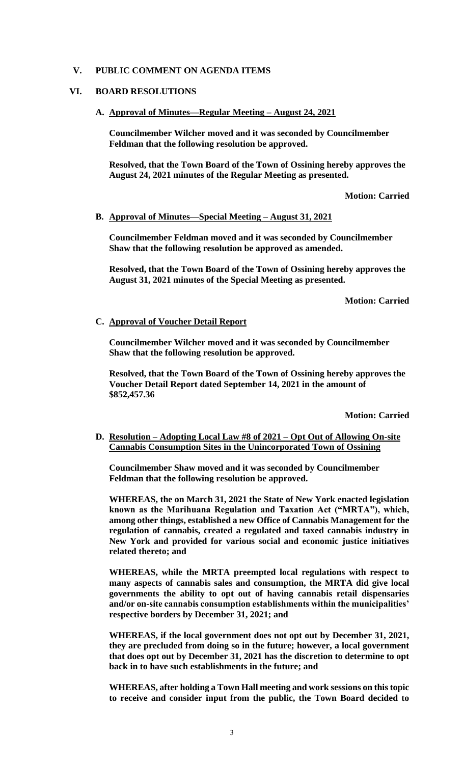## V. PUBLIC COMMENT ON AGENDA ITEMS

## VI. BOARD RESOLUTIONS

### A. Approval of Minutes—Regular Meeting – August 24, 2021

**Councilmember Wilcher moved and it was seconded by Councilmember Feldman that the following resolution be approved.**

**Resolved, that the Town Board of the Town of Ossining hereby approves the August 24, 2021 minutes of the Regular Meeting as presented.**

**Motion: Carried**

### B. Approval of Minutes—Special Meeting – August 31, 2021

**Councilmember Feldman moved and it was seconded by Councilmember Shaw that the following resolution be approved as amended.**

**Resolved, that the Town Board of the Town of Ossining hereby approves the August 31, 2021 minutes of the Special Meeting as presented.**

**Motion: Carried**

### C. Approval of Voucher Detail Report

**Councilmember Wilcher moved and it was seconded by Councilmember Shaw that the following resolution be approved.**

**Resolved, that the Town Board of the Town of Ossining hereby approves the Voucher Detail Report dated September 14, 2021 in the amount of $852,457.36**

**Motion: Carried**

### D. Resolution – Adopting Local Law #8 of 2021 – Opt Out of Allowing On-site Cannabis Consumption Sites in the Unincorporated Town of Ossining

**Councilmember Shaw moved and it was seconded by Councilmember Feldman that the following resolution be approved.**

**WHEREAS, the on March 31, 2021 the State of New York enacted legislation known as the Marihuana Regulation and Taxation Act ("MRTA"), which, among other things, established a new Office of Cannabis Management for the regulation of cannabis, created a regulated and taxed cannabis industry in New York and provided for various social and economic justice initiatives related thereto; and**

**WHEREAS, while the MRTA preempted local regulations with respect to many aspects of cannabis sales and consumption, the MRTA did give local governments the ability to opt out of having cannabis retail dispensaries and/or on-site cannabis consumption establishments within the municipalities' respective borders by December 31, 2021; and**

**WHEREAS, if the local government does not opt out by December 31, 2021, they are precluded from doing so in the future; however, a local government that does opt out by December 31, 2021 has the discretion to determine to opt back in to have such establishments in the future; and**

**WHEREAS, after holding a Town Hall meeting and work sessions on this topic to receive and consider input from the public, the Town Board decided to**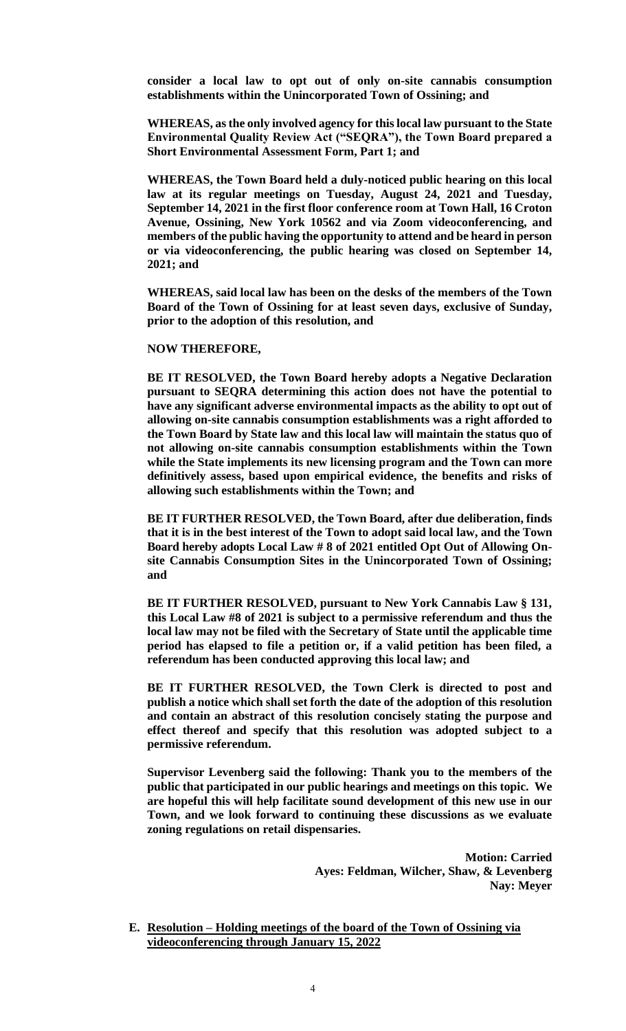**consider a local law to opt out of only on-site cannabis consumption establishments within the Unincorporated Town of Ossining; and**

**WHEREAS, as the only involved agency for this local law pursuant to the State Environmental Quality Review Act ("SEQRA"), the Town Board prepared a Short Environmental Assessment Form, Part 1; and**

**WHEREAS, the Town Board held a duly-noticed public hearing on this local law at its regular meetings on Tuesday, August 24, 2021 and Tuesday, September 14, 2021 in the first floor conference room at Town Hall, 16 Croton Avenue, Ossining, New York 10562 and via Zoom videoconferencing, and members of the public having the opportunity to attend and be heard in person or via videoconferencing, the public hearing was closed on September 14, 2021; and**

**WHEREAS, said local law has been on the desks of the members of the Town Board of the Town of Ossining for at least seven days, exclusive of Sunday, prior to the adoption of this resolution, and**

**NOW THEREFORE,**

**BE IT RESOLVED, the Town Board hereby adopts a Negative Declaration pursuant to SEQRA determining this action does not have the potential to have any significant adverse environmental impacts as the ability to opt out of allowing on-site cannabis consumption establishments was a right afforded to the Town Board by State law and this local law will maintain the status quo of not allowing on-site cannabis consumption establishments within the Town while the State implements its new licensing program and the Town can more definitively assess, based upon empirical evidence, the benefits and risks of allowing such establishments within the Town; and**

**BE IT FURTHER RESOLVED, the Town Board, after due deliberation, finds that it is in the best interest of the Town to adopt said local law, and the Town Board hereby adopts Local Law # 8 of 2021 entitled Opt Out of Allowing On-site Cannabis Consumption Sites in the Unincorporated Town of Ossining; and**

**BE IT FURTHER RESOLVED, pursuant to New York Cannabis Law § 131, this Local Law #8 of 2021 is subject to a permissive referendum and thus the local law may not be filed with the Secretary of State until the applicable time period has elapsed to file a petition or, if a valid petition has been filed, a referendum has been conducted approving this local law; and**

**BE IT FURTHER RESOLVED, the Town Clerk is directed to post and publish a notice which shall set forth the date of the adoption of this resolution and contain an abstract of this resolution concisely stating the purpose and effect thereof and specify that this resolution was adopted subject to a permissive referendum.**

**Supervisor Levenberg said the following: Thank you to the members of the public that participated in our public hearings and meetings on this topic. We are hopeful this will help facilitate sound development of this new use in our Town, and we look forward to continuing these discussions as we evaluate zoning regulations on retail dispensaries.**

**Motion: Carried**
**Ayes: Feldman, Wilcher, Shaw, & Levenberg**
**Nay: Meyer**

**E. Resolution – Holding meetings of the board of the Town of Ossining via videoconferencing through January 15, 2022**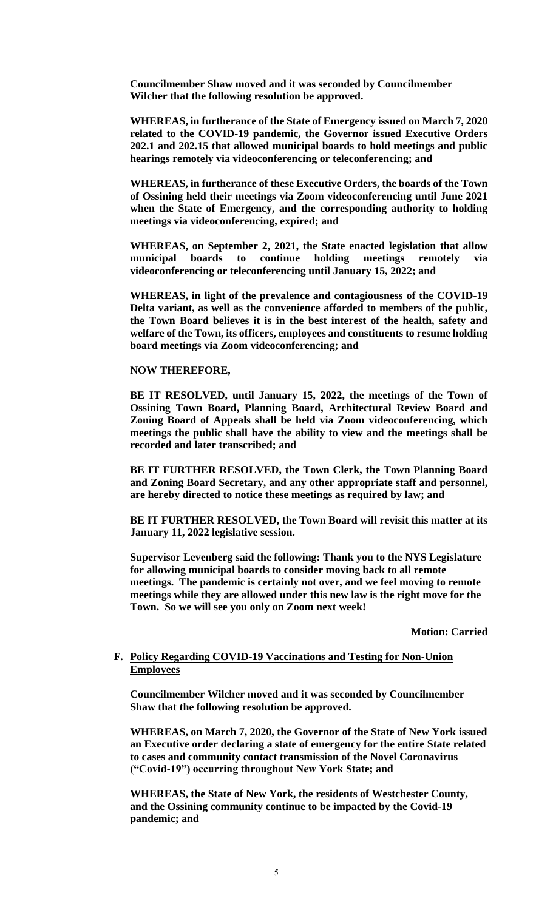**Councilmember Shaw moved and it was seconded by Councilmember Wilcher that the following resolution be approved.**

**WHEREAS, in furtherance of the State of Emergency issued on March 7, 2020 related to the COVID-19 pandemic, the Governor issued Executive Orders 202.1 and 202.15 that allowed municipal boards to hold meetings and public hearings remotely via videoconferencing or teleconferencing; and**

**WHEREAS, in furtherance of these Executive Orders, the boards of the Town of Ossining held their meetings via Zoom videoconferencing until June 2021 when the State of Emergency, and the corresponding authority to holding meetings via videoconferencing, expired; and**

**WHEREAS, on September 2, 2021, the State enacted legislation that allow municipal boards to continue holding meetings remotely via videoconferencing or teleconferencing until January 15, 2022; and**

**WHEREAS, in light of the prevalence and contagiousness of the COVID-19 Delta variant, as well as the convenience afforded to members of the public, the Town Board believes it is in the best interest of the health, safety and welfare of the Town, its officers, employees and constituents to resume holding board meetings via Zoom videoconferencing; and**

**NOW THEREFORE,**

**BE IT RESOLVED, until January 15, 2022, the meetings of the Town of Ossining Town Board, Planning Board, Architectural Review Board and Zoning Board of Appeals shall be held via Zoom videoconferencing, which meetings the public shall have the ability to view and the meetings shall be recorded and later transcribed; and**

**BE IT FURTHER RESOLVED, the Town Clerk, the Town Planning Board and Zoning Board Secretary, and any other appropriate staff and personnel, are hereby directed to notice these meetings as required by law; and**

**BE IT FURTHER RESOLVED, the Town Board will revisit this matter at its January 11, 2022 legislative session.**

**Supervisor Levenberg said the following: Thank you to the NYS Legislature for allowing municipal boards to consider moving back to all remote meetings. The pandemic is certainly not over, and we feel moving to remote meetings while they are allowed under this new law is the right move for the Town. So we will see you only on Zoom next week!**

**Motion: Carried**

**F. Policy Regarding COVID-19 Vaccinations and Testing for Non-Union Employees**

**Councilmember Wilcher moved and it was seconded by Councilmember Shaw that the following resolution be approved.**

**WHEREAS, on March 7, 2020, the Governor of the State of New York issued an Executive order declaring a state of emergency for the entire State related to cases and community contact transmission of the Novel Coronavirus ("Covid-19") occurring throughout New York State; and**

**WHEREAS, the State of New York, the residents of Westchester County, and the Ossining community continue to be impacted by the Covid-19 pandemic; and**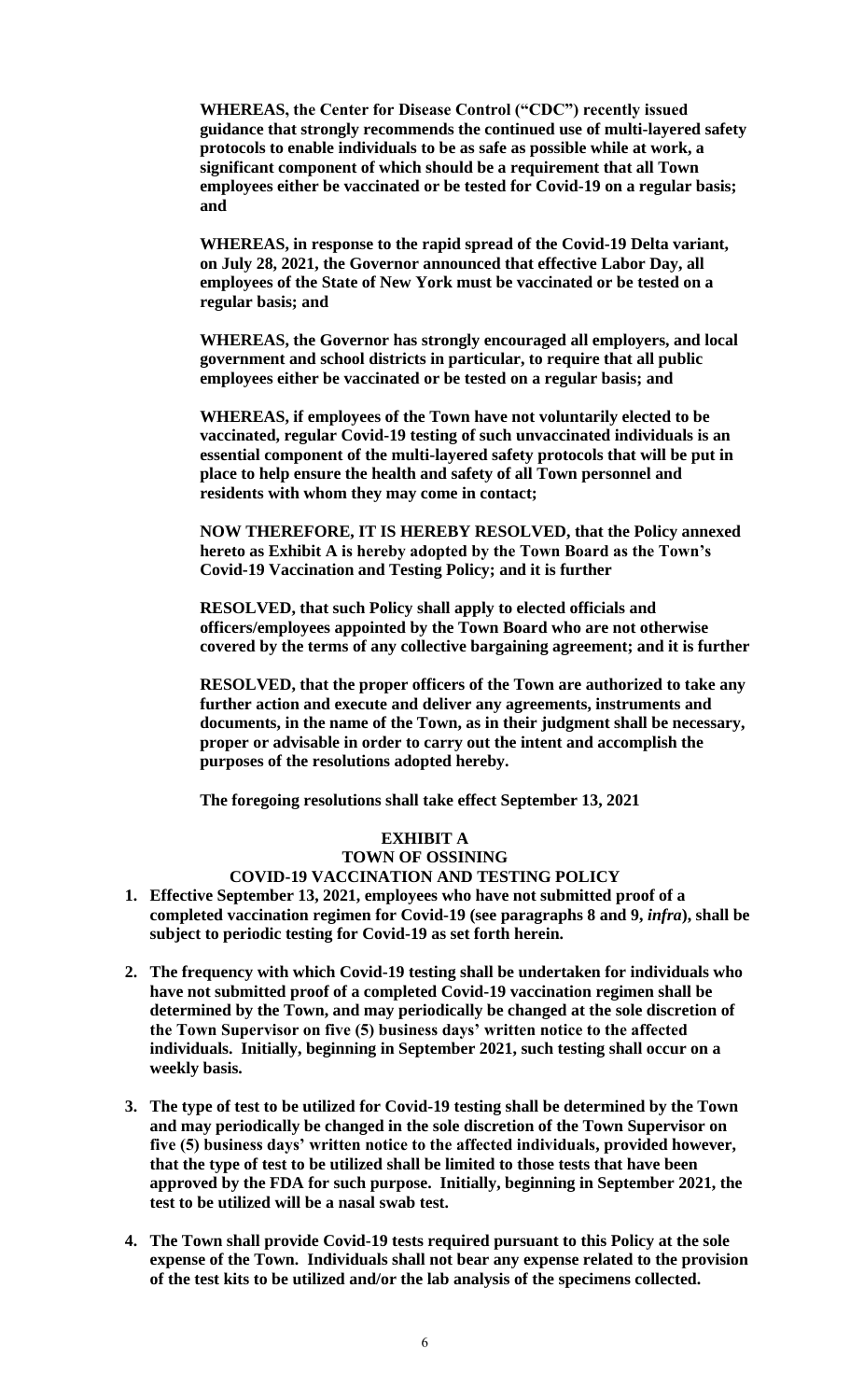**WHEREAS, the Center for Disease Control ("CDC") recently issued guidance that strongly recommends the continued use of multi-layered safety protocols to enable individuals to be as safe as possible while at work, a significant component of which should be a requirement that all Town employees either be vaccinated or be tested for Covid-19 on a regular basis; and**

**WHEREAS, in response to the rapid spread of the Covid-19 Delta variant, on July 28, 2021, the Governor announced that effective Labor Day, all employees of the State of New York must be vaccinated or be tested on a regular basis; and**

**WHEREAS, the Governor has strongly encouraged all employers, and local government and school districts in particular, to require that all public employees either be vaccinated or be tested on a regular basis; and**

**WHEREAS, if employees of the Town have not voluntarily elected to be vaccinated, regular Covid-19 testing of such unvaccinated individuals is an essential component of the multi-layered safety protocols that will be put in place to help ensure the health and safety of all Town personnel and residents with whom they may come in contact;**

**NOW THEREFORE, IT IS HEREBY RESOLVED, that the Policy annexed hereto as Exhibit A is hereby adopted by the Town Board as the Town's Covid-19 Vaccination and Testing Policy; and it is further**

**RESOLVED, that such Policy shall apply to elected officials and officers/employees appointed by the Town Board who are not otherwise covered by the terms of any collective bargaining agreement; and it is further**

**RESOLVED, that the proper officers of the Town are authorized to take any further action and execute and deliver any agreements, instruments and documents, in the name of the Town, as in their judgment shall be necessary, proper or advisable in order to carry out the intent and accomplish the purposes of the resolutions adopted hereby.**

**The foregoing resolutions shall take effect September 13, 2021**

**EXHIBIT A**
**TOWN OF OSSINING**
**COVID-19 VACCINATION AND TESTING POLICY**

1. **Effective September 13, 2021, employees who have not submitted proof of a completed vaccination regimen for Covid-19 (see paragraphs 8 and 9, *infra*), shall be subject to periodic testing for Covid-19 as set forth herein.**

2. **The frequency with which Covid-19 testing shall be undertaken for individuals who have not submitted proof of a completed Covid-19 vaccination regimen shall be determined by the Town, and may periodically be changed at the sole discretion of the Town Supervisor on five (5) business days' written notice to the affected individuals. Initially, beginning in September 2021, such testing shall occur on a weekly basis.**

3. **The type of test to be utilized for Covid-19 testing shall be determined by the Town and may periodically be changed in the sole discretion of the Town Supervisor on five (5) business days' written notice to the affected individuals, provided however, that the type of test to be utilized shall be limited to those tests that have been approved by the FDA for such purpose. Initially, beginning in September 2021, the test to be utilized will be a nasal swab test.**

4. **The Town shall provide Covid-19 tests required pursuant to this Policy at the sole expense of the Town. Individuals shall not bear any expense related to the provision of the test kits to be utilized and/or the lab analysis of the specimens collected.**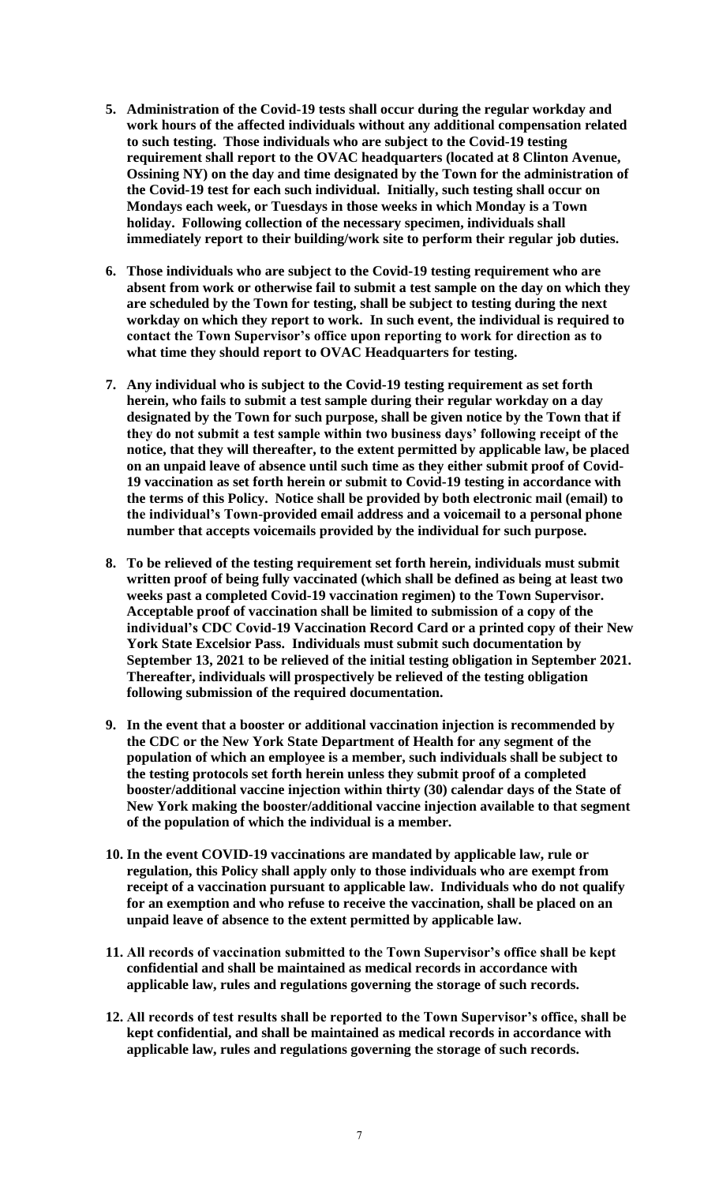5. **Administration of the Covid-19 tests shall occur during the regular workday and work hours of the affected individuals without any additional compensation related to such testing. Those individuals who are subject to the Covid-19 testing requirement shall report to the OVAC headquarters (located at 8 Clinton Avenue, Ossining NY) on the day and time designated by the Town for the administration of the Covid-19 test for each such individual. Initially, such testing shall occur on Mondays each week, or Tuesdays in those weeks in which Monday is a Town holiday. Following collection of the necessary specimen, individuals shall immediately report to their building/work site to perform their regular job duties.**

6. **Those individuals who are subject to the Covid-19 testing requirement who are absent from work or otherwise fail to submit a test sample on the day on which they are scheduled by the Town for testing, shall be subject to testing during the next workday on which they report to work. In such event, the individual is required to contact the Town Supervisor's office upon reporting to work for direction as to what time they should report to OVAC Headquarters for testing.**

7. **Any individual who is subject to the Covid-19 testing requirement as set forth herein, who fails to submit a test sample during their regular workday on a day designated by the Town for such purpose, shall be given notice by the Town that if they do not submit a test sample within two business days' following receipt of the notice, that they will thereafter, to the extent permitted by applicable law, be placed on an unpaid leave of absence until such time as they either submit proof of Covid-19 vaccination as set forth herein or submit to Covid-19 testing in accordance with the terms of this Policy. Notice shall be provided by both electronic mail (email) to the individual's Town-provided email address and a voicemail to a personal phone number that accepts voicemails provided by the individual for such purpose.**

8. **To be relieved of the testing requirement set forth herein, individuals must submit written proof of being fully vaccinated (which shall be defined as being at least two weeks past a completed Covid-19 vaccination regimen) to the Town Supervisor. Acceptable proof of vaccination shall be limited to submission of a copy of the individual's CDC Covid-19 Vaccination Record Card or a printed copy of their New York State Excelsior Pass. Individuals must submit such documentation by September 13, 2021 to be relieved of the initial testing obligation in September 2021. Thereafter, individuals will prospectively be relieved of the testing obligation following submission of the required documentation.**

9. **In the event that a booster or additional vaccination injection is recommended by the CDC or the New York State Department of Health for any segment of the population of which an employee is a member, such individuals shall be subject to the testing protocols set forth herein unless they submit proof of a completed booster/additional vaccine injection within thirty (30) calendar days of the State of New York making the booster/additional vaccine injection available to that segment of the population of which the individual is a member.**

10. **In the event COVID-19 vaccinations are mandated by applicable law, rule or regulation, this Policy shall apply only to those individuals who are exempt from receipt of a vaccination pursuant to applicable law. Individuals who do not qualify for an exemption and who refuse to receive the vaccination, shall be placed on an unpaid leave of absence to the extent permitted by applicable law.**

11. **All records of vaccination submitted to the Town Supervisor's office shall be kept confidential and shall be maintained as medical records in accordance with applicable law, rules and regulations governing the storage of such records.**

12. **All records of test results shall be reported to the Town Supervisor's office, shall be kept confidential, and shall be maintained as medical records in accordance with applicable law, rules and regulations governing the storage of such records.**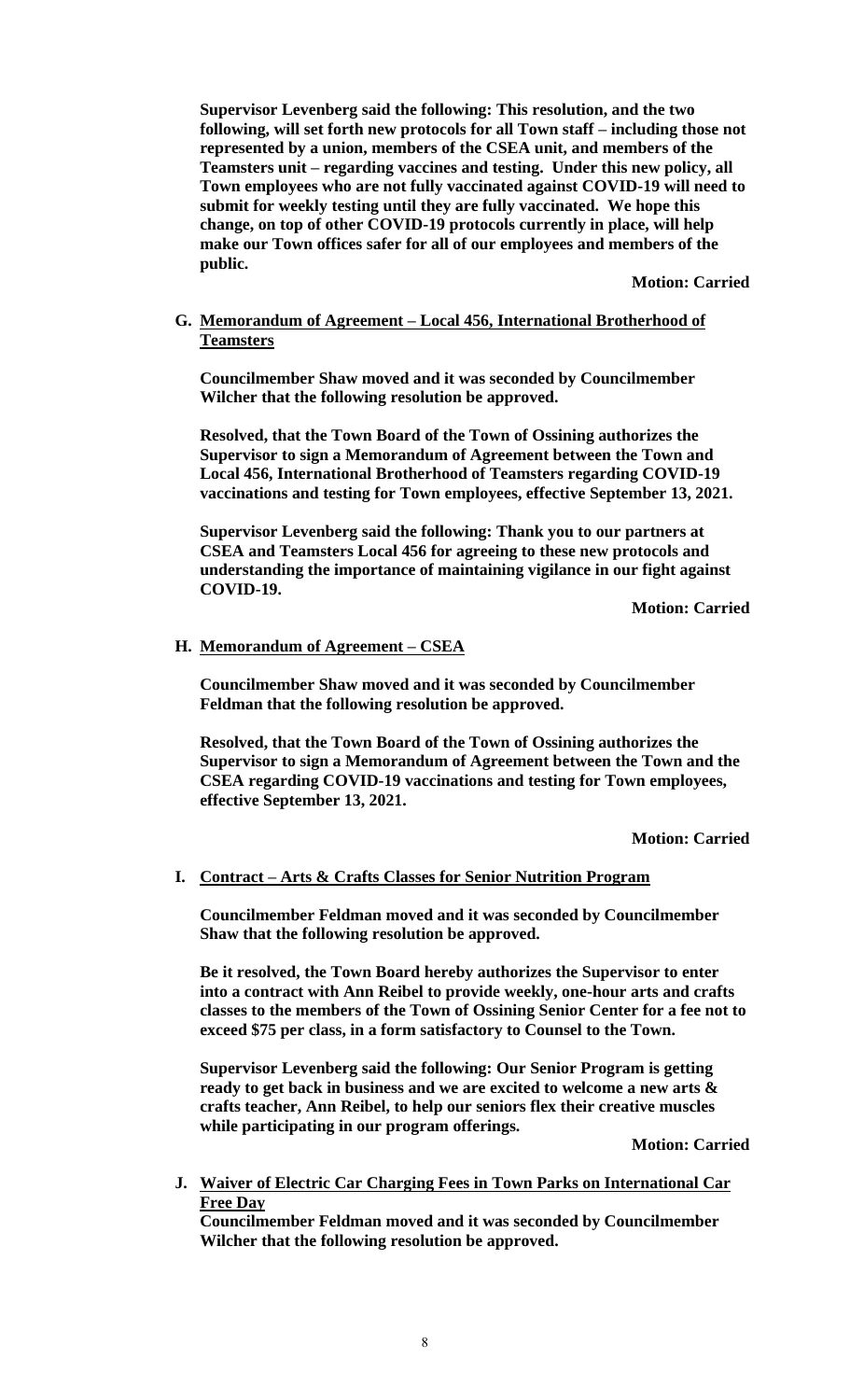**Supervisor Levenberg said the following: This resolution, and the two following, will set forth new protocols for all Town staff – including those not represented by a union, members of the CSEA unit, and members of the Teamsters unit – regarding vaccines and testing. Under this new policy, all Town employees who are not fully vaccinated against COVID-19 will need to submit for weekly testing until they are fully vaccinated. We hope this change, on top of other COVID-19 protocols currently in place, will help make our Town offices safer for all of our employees and members of the public.**

**Motion: Carried**

**G. Memorandum of Agreement – Local 456, International Brotherhood of Teamsters**

**Councilmember Shaw moved and it was seconded by Councilmember Wilcher that the following resolution be approved.**

**Resolved, that the Town Board of the Town of Ossining authorizes the Supervisor to sign a Memorandum of Agreement between the Town and Local 456, International Brotherhood of Teamsters regarding COVID-19 vaccinations and testing for Town employees, effective September 13, 2021.**

**Supervisor Levenberg said the following: Thank you to our partners at CSEA and Teamsters Local 456 for agreeing to these new protocols and understanding the importance of maintaining vigilance in our fight against COVID-19.**

**Motion: Carried**

**H. Memorandum of Agreement – CSEA**

**Councilmember Shaw moved and it was seconded by Councilmember Feldman that the following resolution be approved.**

**Resolved, that the Town Board of the Town of Ossining authorizes the Supervisor to sign a Memorandum of Agreement between the Town and the CSEA regarding COVID-19 vaccinations and testing for Town employees, effective September 13, 2021.**

**Motion: Carried**

**I. Contract – Arts & Crafts Classes for Senior Nutrition Program**

**Councilmember Feldman moved and it was seconded by Councilmember Shaw that the following resolution be approved.**

**Be it resolved, the Town Board hereby authorizes the Supervisor to enter into a contract with Ann Reibel to provide weekly, one-hour arts and crafts classes to the members of the Town of Ossining Senior Center for a fee not to exceed $75 per class, in a form satisfactory to Counsel to the Town.**

**Supervisor Levenberg said the following: Our Senior Program is getting ready to get back in business and we are excited to welcome a new arts & crafts teacher, Ann Reibel, to help our seniors flex their creative muscles while participating in our program offerings.**

**Motion: Carried**

**J. Waiver of Electric Car Charging Fees in Town Parks on International Car Free Day**

**Councilmember Feldman moved and it was seconded by Councilmember Wilcher that the following resolution be approved.**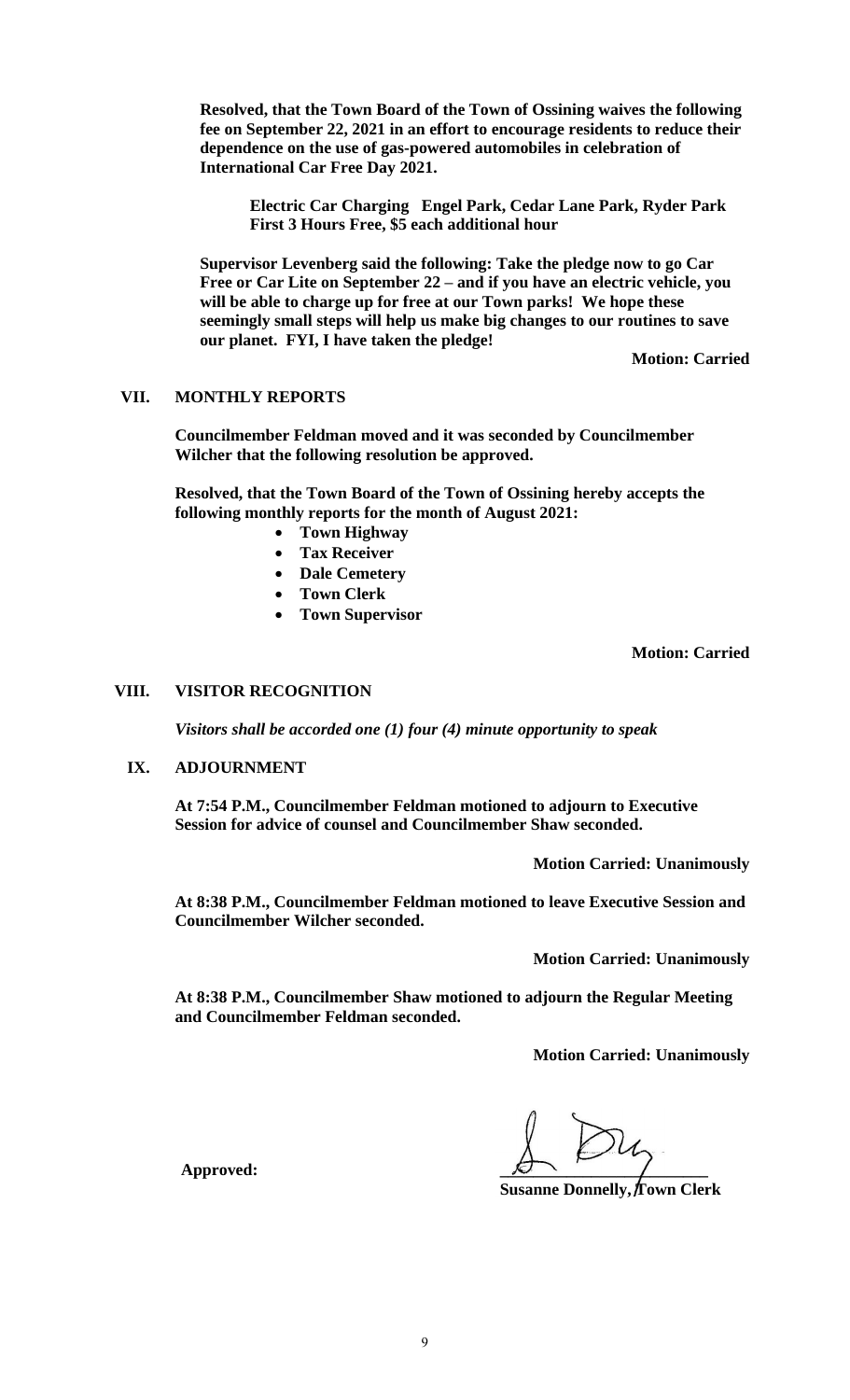**Resolved, that the Town Board of the Town of Ossining waives the following fee on September 22, 2021 in an effort to encourage residents to reduce their dependence on the use of gas-powered automobiles in celebration of International Car Free Day 2021.**

**Electric Car Charging Engel Park, Cedar Lane Park, Ryder Park**
**First 3 Hours Free, $5 each additional hour**

**Supervisor Levenberg said the following: Take the pledge now to go Car Free or Car Lite on September 22 – and if you have an electric vehicle, you will be able to charge up for free at our Town parks! We hope these seemingly small steps will help us make big changes to our routines to save our planet. FYI, I have taken the pledge!**

**Motion: Carried**

## VII. MONTHLY REPORTS

**Councilmember Feldman moved and it was seconded by Councilmember Wilcher that the following resolution be approved.**

**Resolved, that the Town Board of the Town of Ossining hereby accepts the following monthly reports for the month of August 2021:**

- **Town Highway**
- **Tax Receiver**
- **Dale Cemetery**
- **Town Clerk**
- **Town Supervisor**

**Motion: Carried**

## VIII. VISITOR RECOGNITION

***Visitors shall be accorded one (1) four (4) minute opportunity to speak***

## IX. ADJOURNMENT

**At 7:54 P.M., Councilmember Feldman motioned to adjourn to Executive Session for advice of counsel and Councilmember Shaw seconded.**

**Motion Carried: Unanimously**

**At 8:38 P.M., Councilmember Feldman motioned to leave Executive Session and Councilmember Wilcher seconded.**

**Motion Carried: Unanimously**

**At 8:38 P.M., Councilmember Shaw motioned to adjourn the Regular Meeting and Councilmember Feldman seconded.**

**Motion Carried: Unanimously**

**Approved:**

**Susanne Donnelly, Town Clerk**